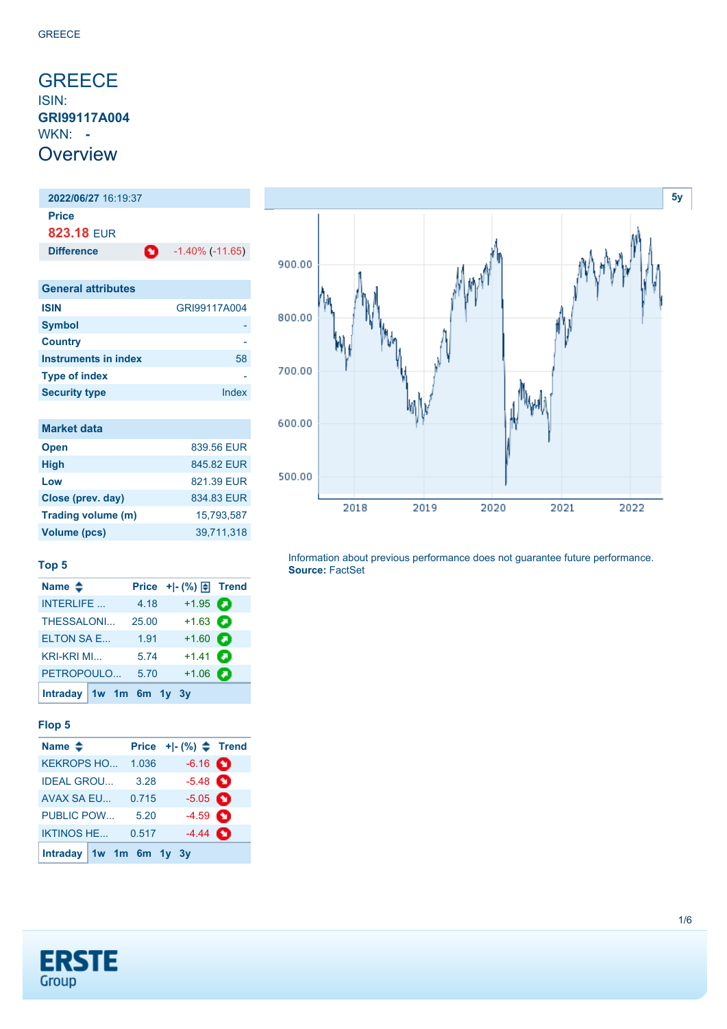# GREECE

ISIN:
**GRI99117A004**
WKN: **-**

## Overview

| **2022/06/27** 16:19:37 | |
|---|---|
| **Price** | |
| 823.18 EUR | |
| **Difference** | -1.40% (-11.65) |

| General attributes | |
|---|---|
| **ISIN** | GRI99117A004 |
| **Symbol** | - |
| **Country** | - |
| **Instruments in index** | 58 |
| **Type of index** | - |
| **Security type** | Index |

| Market data | |
|---|---|
| **Open** | 839.56 EUR |
| **High** | 845.82 EUR |
| **Low** | 821.39 EUR |
| **Close (prev. day)** | 834.83 EUR |
| **Trading volume (m)** | 15,793,587 |
| **Volume (pcs)** | 39,711,318 |

### Top 5

| Name | Price | +\|- (%) | Trend |
|---|---|---|---|
| INTERLIFE ... | 4.18 | +1.95 | |
| THESSALONI... | 25.00 | +1.63 | |
| ELTON SA E... | 1.91 | +1.60 | |
| KRI-KRI MI... | 5.74 | +1.41 | |
| PETROPOULO... | 5.70 | +1.06 | |

Intraday 1w 1m 6m 1y 3y

### Flop 5

| Name | Price | +\|- (%) | Trend |
|---|---|---|---|
| KEKROPS HO... | 1.036 | -6.16 | |
| IDEAL GROU... | 3.28 | -5.48 | |
| AVAX SA EU... | 0.715 | -5.05 | |
| PUBLIC POW... | 5.20 | -4.59 | |
| IKTINOS HE... | 0.517 | -4.44 | |

Intraday 1w 1m 6m 1y 3y

Information about previous performance does not guarantee future performance.
**Source:** FactSet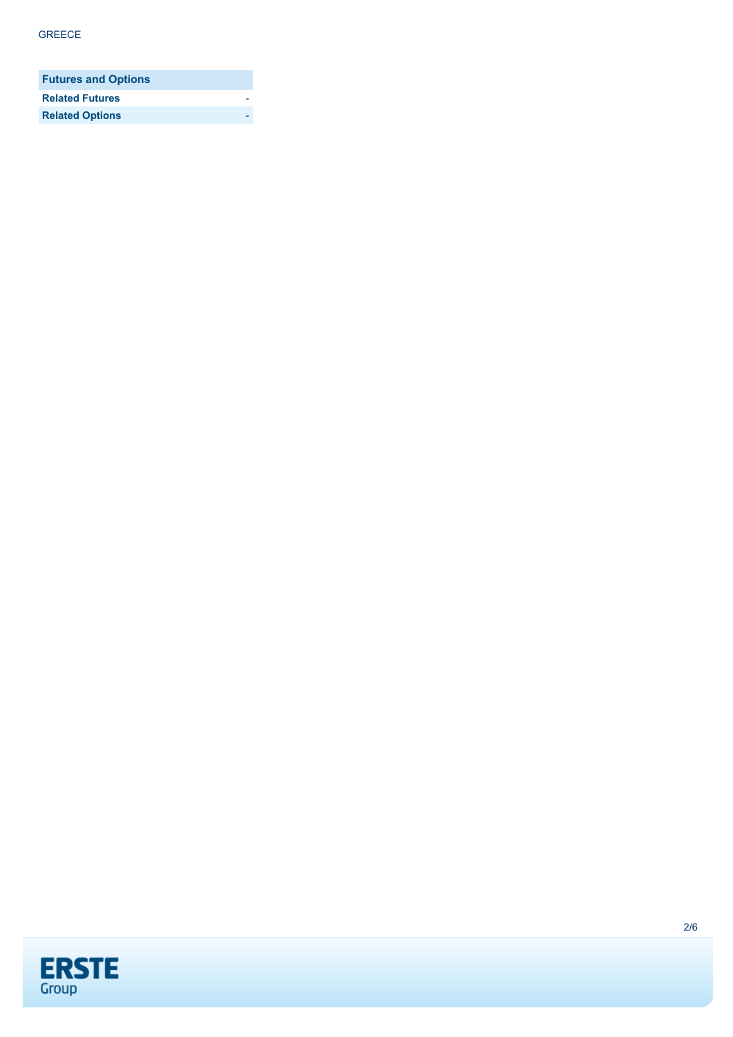GREECE

| Futures and Options | |
| --- | --- |
| **Related Futures** | - |
| **Related Options** | - |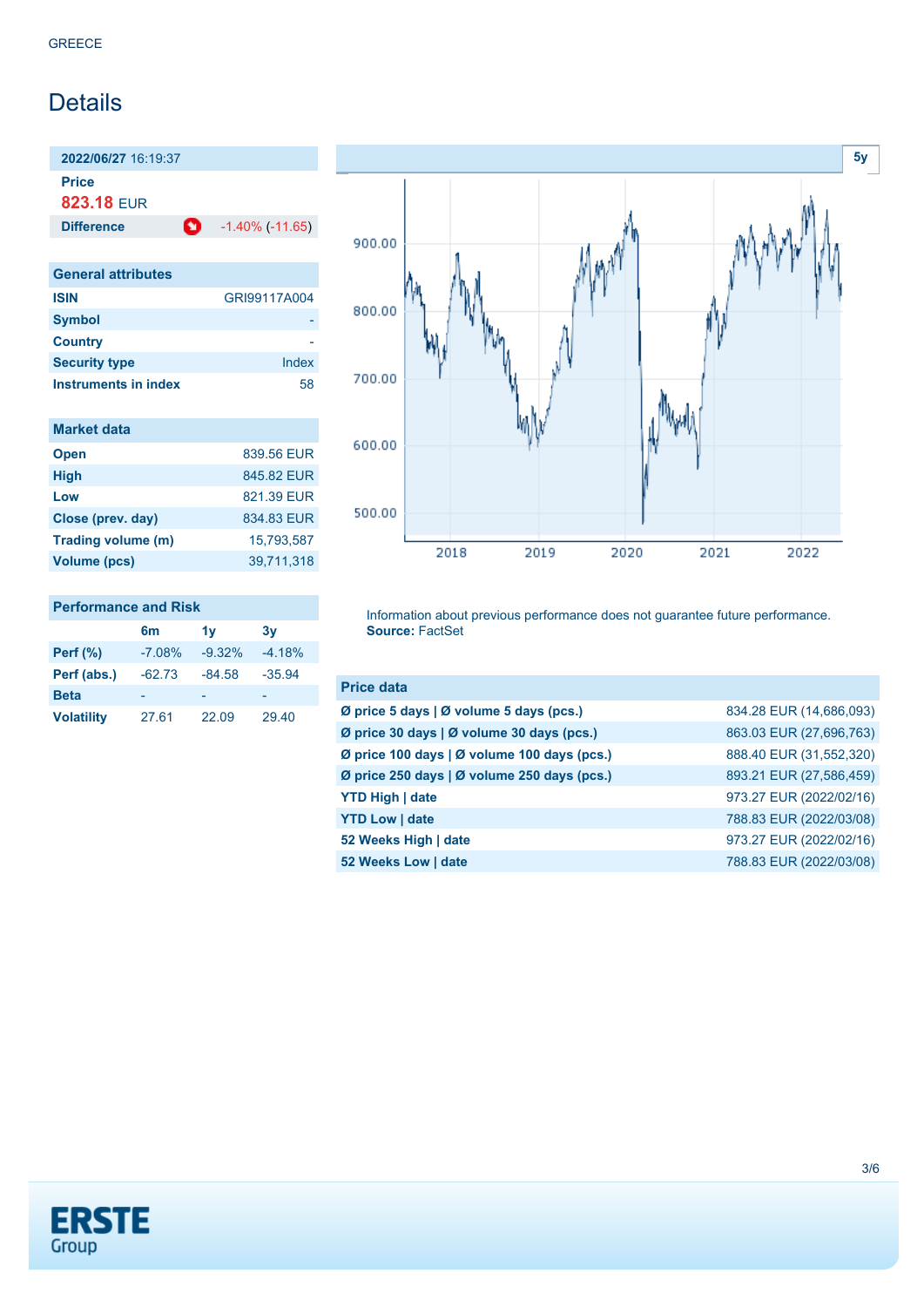GREECE

# Details

**2022/06/27** 16:19:37

**Price**
823.18 EUR

| **Difference** | -1.40% (-11.65) |
|---|---|

## General attributes

| | |
|---|---|
| **ISIN** | GRI99117A004 |
| **Symbol** | - |
| **Country** | - |
| **Security type** | Index |
| **Instruments in index** | 58 |

## Market data

| | |
|---|---|
| **Open** | 839.56 EUR |
| **High** | 845.82 EUR |
| **Low** | 821.39 EUR |
| **Close (prev. day)** | 834.83 EUR |
| **Trading volume (m)** | 15,793,587 |
| **Volume (pcs)** | 39,711,318 |

## Performance and Risk

| | 6m | 1y | 3y |
|---|---|---|---|
| **Perf (%)** | -7.08% | -9.32% | -4.18% |
| **Perf (abs.)** | -62.73 | -84.58 | -35.94 |
| **Beta** | - | - | - |
| **Volatility** | 27.61 | 22.09 | 29.40 |

Information about previous performance does not guarantee future performance.
**Source:** FactSet

## Price data

| | |
|---|---|
| **Ø price 5 days \| Ø volume 5 days (pcs.)** | 834.28 EUR (14,686,093) |
| **Ø price 30 days \| Ø volume 30 days (pcs.)** | 863.03 EUR (27,696,763) |
| **Ø price 100 days \| Ø volume 100 days (pcs.)** | 888.40 EUR (31,552,320) |
| **Ø price 250 days \| Ø volume 250 days (pcs.)** | 893.21 EUR (27,586,459) |
| **YTD High \| date** | 973.27 EUR (2022/02/16) |
| **YTD Low \| date** | 788.83 EUR (2022/03/08) |
| **52 Weeks High \| date** | 973.27 EUR (2022/02/16) |
| **52 Weeks Low \| date** | 788.83 EUR (2022/03/08) |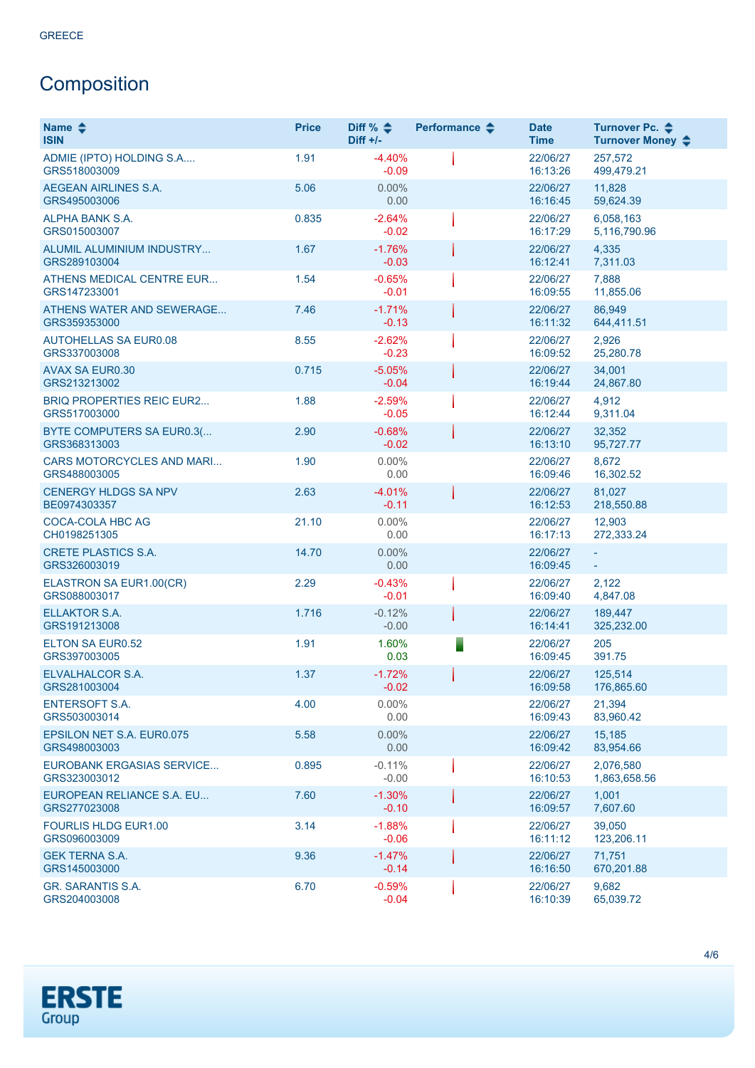GREECE

## Composition

| Name<br>ISIN | Price | Diff %<br>Diff +/- | Performance | Date<br>Time | Turnover Pc.<br>Turnover Money |
|---|---|---|---|---|---|
| ADMIE (IPTO) HOLDING S.A....<br>GRS518003009 | 1.91 | -4.40%<br>-0.09 | | 22/06/27<br>16:13:26 | 257,572<br>499,479.21 |
| AEGEAN AIRLINES S.A.<br>GRS495003006 | 5.06 | 0.00%<br>0.00 | | 22/06/27<br>16:16:45 | 11,828<br>59,624.39 |
| ALPHA BANK S.A.<br>GRS015003007 | 0.835 | -2.64%<br>-0.02 | | 22/06/27<br>16:17:29 | 6,058,163<br>5,116,790.96 |
| ALUMIL ALUMINIUM INDUSTRY...<br>GRS289103004 | 1.67 | -1.76%<br>-0.03 | | 22/06/27<br>16:12:41 | 4,335<br>7,311.03 |
| ATHENS MEDICAL CENTRE EUR...<br>GRS147233001 | 1.54 | -0.65%<br>-0.01 | | 22/06/27<br>16:09:55 | 7,888<br>11,855.06 |
| ATHENS WATER AND SEWERAGE...<br>GRS359353000 | 7.46 | -1.71%<br>-0.13 | | 22/06/27<br>16:11:32 | 86,949<br>644,411.51 |
| AUTOHELLAS SA EUR0.08<br>GRS337003008 | 8.55 | -2.62%<br>-0.23 | | 22/06/27<br>16:09:52 | 2,926<br>25,280.78 |
| AVAX SA EUR0.30<br>GRS213213002 | 0.715 | -5.05%<br>-0.04 | | 22/06/27<br>16:19:44 | 34,001<br>24,867.80 |
| BRIQ PROPERTIES REIC EUR2...<br>GRS517003000 | 1.88 | -2.59%<br>-0.05 | | 22/06/27<br>16:12:44 | 4,912<br>9,311.04 |
| BYTE COMPUTERS SA EUR0.3(...<br>GRS368313003 | 2.90 | -0.68%<br>-0.02 | | 22/06/27<br>16:13:10 | 32,352<br>95,727.77 |
| CARS MOTORCYCLES AND MARI...<br>GRS488003005 | 1.90 | 0.00%<br>0.00 | | 22/06/27<br>16:09:46 | 8,672<br>16,302.52 |
| CENERGY HLDGS SA NPV<br>BE0974303357 | 2.63 | -4.01%<br>-0.11 | | 22/06/27<br>16:12:53 | 81,027<br>218,550.88 |
| COCA-COLA HBC AG<br>CH0198251305 | 21.10 | 0.00%<br>0.00 | | 22/06/27<br>16:17:13 | 12,903<br>272,333.24 |
| CRETE PLASTICS S.A.<br>GRS326003019 | 14.70 | 0.00%<br>0.00 | | 22/06/27<br>16:09:45 | -<br>- |
| ELASTRON SA EUR1.00(CR)<br>GRS088003017 | 2.29 | -0.43%<br>-0.01 | | 22/06/27<br>16:09:40 | 2,122<br>4,847.08 |
| ELLAKTOR S.A.<br>GRS191213008 | 1.716 | -0.12%<br>-0.00 | | 22/06/27<br>16:14:41 | 189,447<br>325,232.00 |
| ELTON SA EUR0.52<br>GRS397003005 | 1.91 | 1.60%<br>0.03 | | 22/06/27<br>16:09:45 | 205<br>391.75 |
| ELVALHALCOR S.A.<br>GRS281003004 | 1.37 | -1.72%<br>-0.02 | | 22/06/27<br>16:09:58 | 125,514<br>176,865.60 |
| ENTERSOFT S.A.<br>GRS503003014 | 4.00 | 0.00%<br>0.00 | | 22/06/27<br>16:09:43 | 21,394<br>83,960.42 |
| EPSILON NET S.A. EUR0.075<br>GRS498003003 | 5.58 | 0.00%<br>0.00 | | 22/06/27<br>16:09:42 | 15,185<br>83,954.66 |
| EUROBANK ERGASIAS SERVICE...<br>GRS323003012 | 0.895 | -0.11%<br>-0.00 | | 22/06/27<br>16:10:53 | 2,076,580<br>1,863,658.56 |
| EUROPEAN RELIANCE S.A. EU...<br>GRS277023008 | 7.60 | -1.30%<br>-0.10 | | 22/06/27<br>16:09:57 | 1,001<br>7,607.60 |
| FOURLIS HLDG EUR1.00<br>GRS096003009 | 3.14 | -1.88%<br>-0.06 | | 22/06/27<br>16:11:12 | 39,050<br>123,206.11 |
| GEK TERNA S.A.<br>GRS145003000 | 9.36 | -1.47%<br>-0.14 | | 22/06/27<br>16:16:50 | 71,751<br>670,201.88 |
| GR. SARANTIS S.A.<br>GRS204003008 | 6.70 | -0.59%<br>-0.04 | | 22/06/27<br>16:10:39 | 9,682<br>65,039.72 |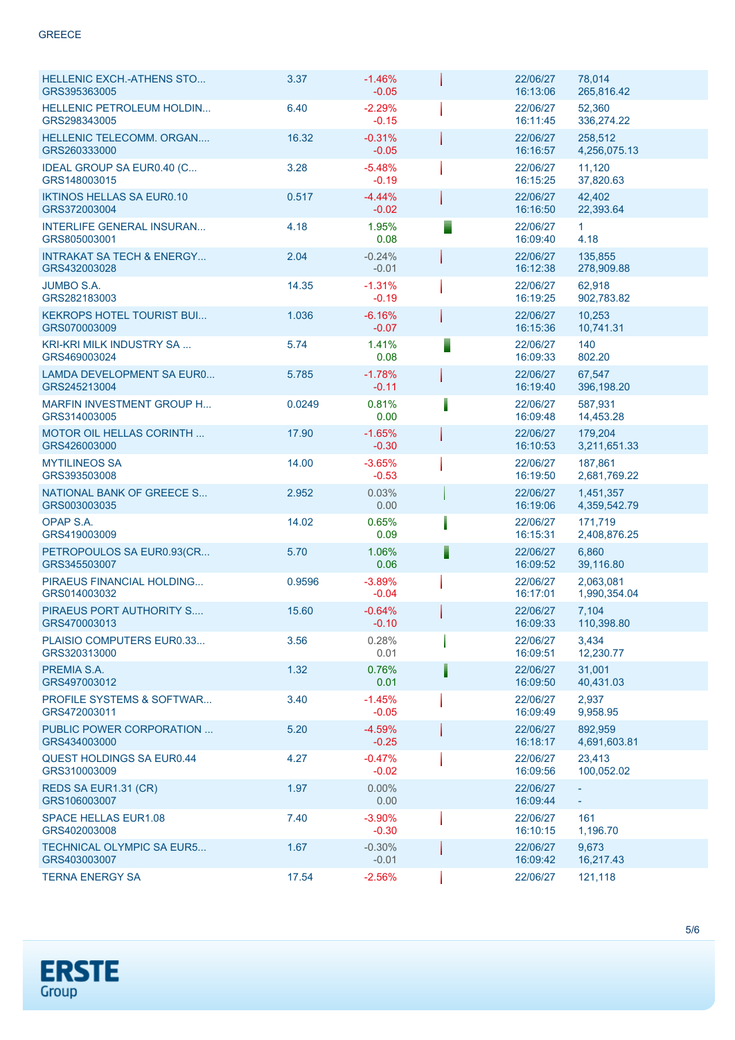GREECE

| Name / ISIN | Price | Change % / Change | Date / Time | Volume / Turnover |
|---|---|---|---|---|
| HELLENIC EXCH.-ATHENS STO... GRS395363005 | 3.37 | -1.46% -0.05 | 22/06/27 16:13:06 | 78,014 265,816.42 |
| HELLENIC PETROLEUM HOLDIN... GRS298343005 | 6.40 | -2.29% -0.15 | 22/06/27 16:11:45 | 52,360 336,274.22 |
| HELLENIC TELECOMM. ORGAN.... GRS260333000 | 16.32 | -0.31% -0.05 | 22/06/27 16:16:57 | 258,512 4,256,075.13 |
| IDEAL GROUP SA EUR0.40 (C... GRS148003015 | 3.28 | -5.48% -0.19 | 22/06/27 16:15:25 | 11,120 37,820.63 |
| IKTINOS HELLAS SA EUR0.10 GRS372003004 | 0.517 | -4.44% -0.02 | 22/06/27 16:16:50 | 42,402 22,393.64 |
| INTERLIFE GENERAL INSURAN... GRS805003001 | 4.18 | 1.95% 0.08 | 22/06/27 16:09:40 | 1 4.18 |
| INTRAKAT SA TECH & ENERGY... GRS432003028 | 2.04 | -0.24% -0.01 | 22/06/27 16:12:38 | 135,855 278,909.88 |
| JUMBO S.A. GRS282183003 | 14.35 | -1.31% -0.19 | 22/06/27 16:19:25 | 62,918 902,783.82 |
| KEKROPS HOTEL TOURIST BUI... GRS070003009 | 1.036 | -6.16% -0.07 | 22/06/27 16:15:36 | 10,253 10,741.31 |
| KRI-KRI MILK INDUSTRY SA ... GRS469003024 | 5.74 | 1.41% 0.08 | 22/06/27 16:09:33 | 140 802.20 |
| LAMDA DEVELOPMENT SA EUR0... GRS245213004 | 5.785 | -1.78% -0.11 | 22/06/27 16:19:40 | 67,547 396,198.20 |
| MARFIN INVESTMENT GROUP H... GRS314003005 | 0.0249 | 0.81% 0.00 | 22/06/27 16:09:48 | 587,931 14,453.28 |
| MOTOR OIL HELLAS CORINTH ... GRS426003000 | 17.90 | -1.65% -0.30 | 22/06/27 16:10:53 | 179,204 3,211,651.33 |
| MYTILINEOS SA GRS393503008 | 14.00 | -3.65% -0.53 | 22/06/27 16:19:50 | 187,861 2,681,769.22 |
| NATIONAL BANK OF GREECE S... GRS003003035 | 2.952 | 0.03% 0.00 | 22/06/27 16:19:06 | 1,451,357 4,359,542.79 |
| OPAP S.A. GRS419003009 | 14.02 | 0.65% 0.09 | 22/06/27 16:15:31 | 171,719 2,408,876.25 |
| PETROPOULOS SA EUR0.93(CR... GRS345503007 | 5.70 | 1.06% 0.06 | 22/06/27 16:09:52 | 6,860 39,116.80 |
| PIRAEUS FINANCIAL HOLDING... GRS014003032 | 0.9596 | -3.89% -0.04 | 22/06/27 16:17:01 | 2,063,081 1,990,354.04 |
| PIRAEUS PORT AUTHORITY S.... GRS470003013 | 15.60 | -0.64% -0.10 | 22/06/27 16:09:33 | 7,104 110,398.80 |
| PLAISIO COMPUTERS EUR0.33... GRS320313000 | 3.56 | 0.28% 0.01 | 22/06/27 16:09:51 | 3,434 12,230.77 |
| PREMIA S.A. GRS497003012 | 1.32 | 0.76% 0.01 | 22/06/27 16:09:50 | 31,001 40,431.03 |
| PROFILE SYSTEMS & SOFTWAR... GRS472003011 | 3.40 | -1.45% -0.05 | 22/06/27 16:09:49 | 2,937 9,958.95 |
| PUBLIC POWER CORPORATION ... GRS434003000 | 5.20 | -4.59% -0.25 | 22/06/27 16:18:17 | 892,959 4,691,603.81 |
| QUEST HOLDINGS SA EUR0.44 GRS310003009 | 4.27 | -0.47% -0.02 | 22/06/27 16:09:56 | 23,413 100,052.02 |
| REDS SA EUR1.31 (CR) GRS106003007 | 1.97 | 0.00% 0.00 | 22/06/27 16:09:44 | - - |
| SPACE HELLAS EUR1.08 GRS402003008 | 7.40 | -3.90% -0.30 | 22/06/27 16:10:15 | 161 1,196.70 |
| TECHNICAL OLYMPIC SA EUR5... GRS403003007 | 1.67 | -0.30% -0.01 | 22/06/27 16:09:42 | 9,673 16,217.43 |
| TERNA ENERGY SA | 17.54 | -2.56% | 22/06/27 | 121,118 |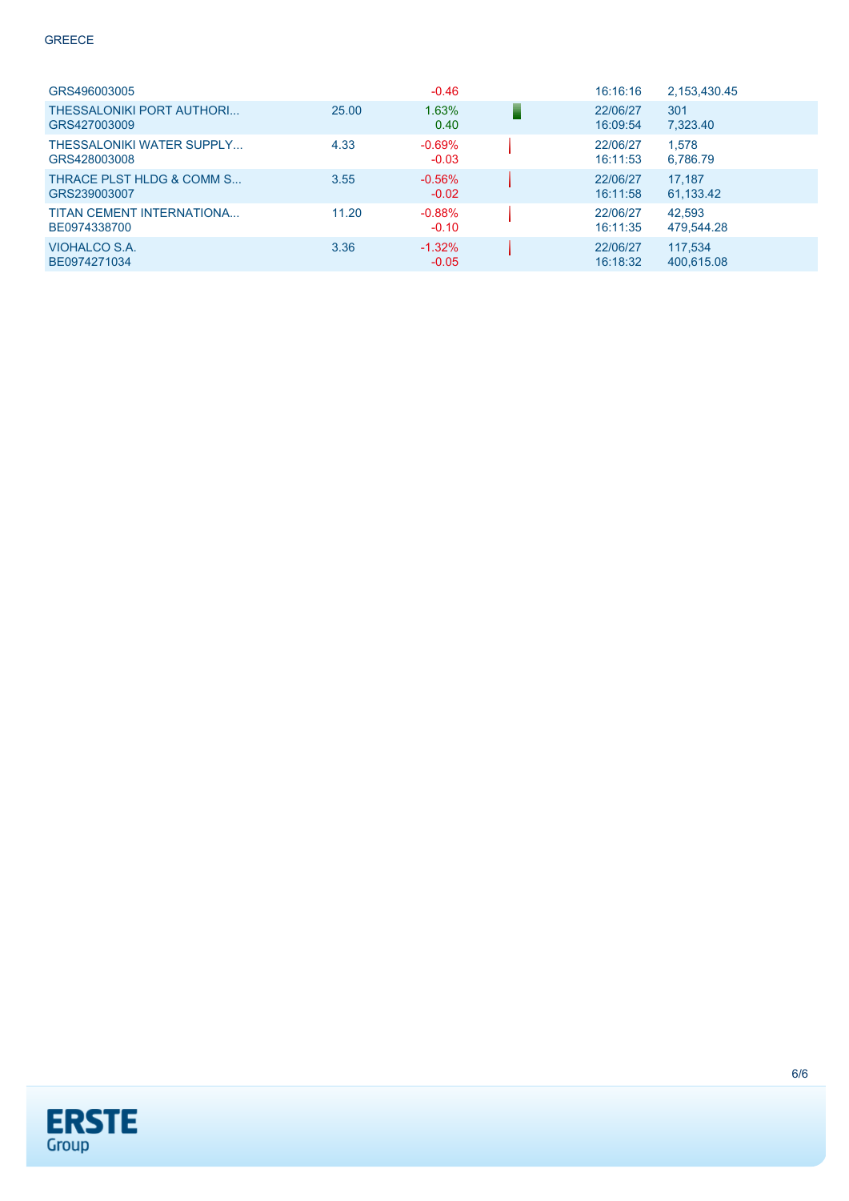GREECE

| | | | | | |
|---|---|---|---|---|---|
| GRS496003005 | | -0.46 | | 16:16:16 | 2,153,430.45 |
| THESSALONIKI PORT AUTHORI... GRS427003009 | 25.00 | 1.63% 0.40 | | 22/06/27 16:09:54 | 301 7,323.40 |
| THESSALONIKI WATER SUPPLY... GRS428003008 | 4.33 | -0.69% -0.03 | | 22/06/27 16:11:53 | 1,578 6,786.79 |
| THRACE PLST HLDG & COMM S... GRS239003007 | 3.55 | -0.56% -0.02 | | 22/06/27 16:11:58 | 17,187 61,133.42 |
| TITAN CEMENT INTERNATIONA... BE0974338700 | 11.20 | -0.88% -0.10 | | 22/06/27 16:11:35 | 42,593 479,544.28 |
| VIOHALCO S.A. BE0974271034 | 3.36 | -1.32% -0.05 | | 22/06/27 16:18:32 | 117,534 400,615.08 |